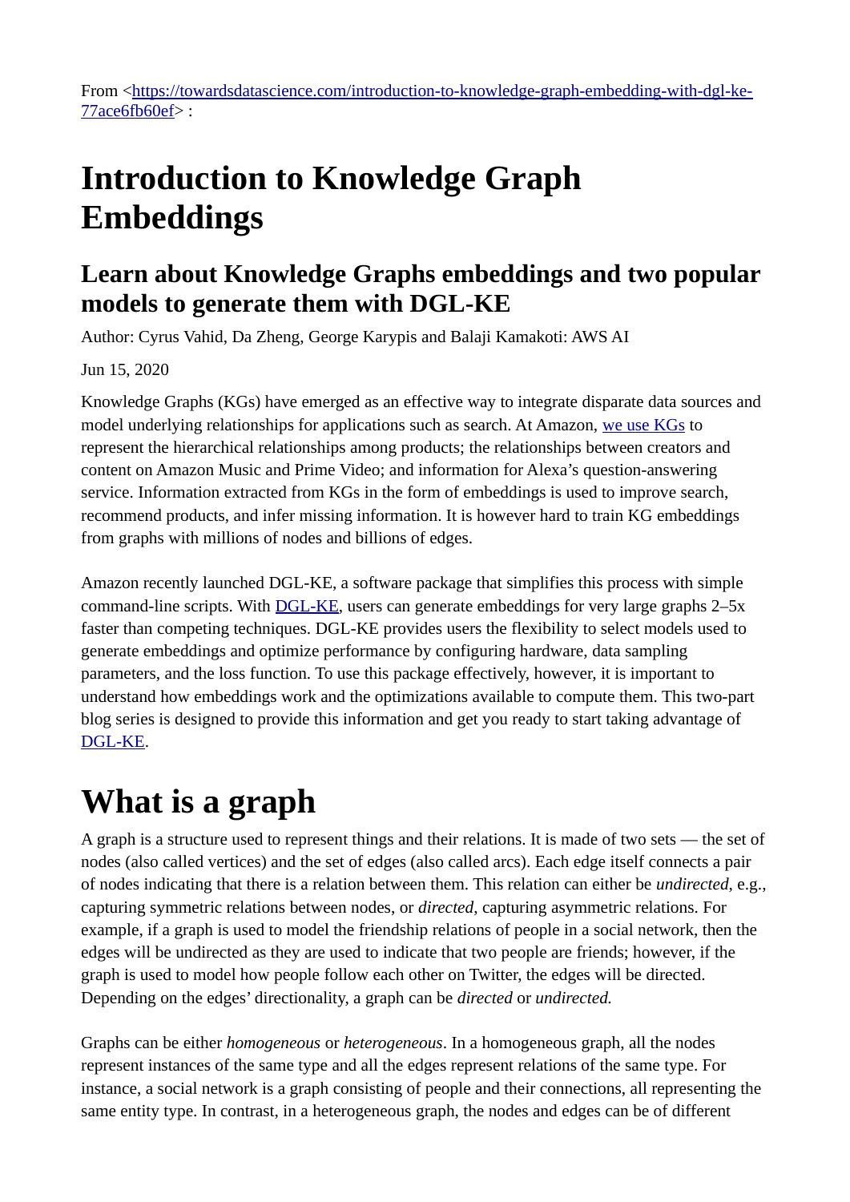From <[https://towardsdatascience.com/introduction-to-knowledge-graph-embedding-with-dgl-ke-77ace6fb60ef](https://towardsdatascience.com/introduction-to-knowledge-graph-embedding-with-dgl-ke-77ace6fb60ef)> :

# Introduction to Knowledge Graph Embeddings

## Learn about Knowledge Graphs embeddings and two popular models to generate them with DGL-KE

Author: Cyrus Vahid, Da Zheng, George Karypis and Balaji Kamakoti: AWS AI

Jun 15, 2020

Knowledge Graphs (KGs) have emerged as an effective way to integrate disparate data sources and model underlying relationships for applications such as search. At Amazon, [we use KGs](#) to represent the hierarchical relationships among products; the relationships between creators and content on Amazon Music and Prime Video; and information for Alexa's question-answering service. Information extracted from KGs in the form of embeddings is used to improve search, recommend products, and infer missing information. It is however hard to train KG embeddings from graphs with millions of nodes and billions of edges.

Amazon recently launched DGL-KE, a software package that simplifies this process with simple command-line scripts. With [DGL-KE](#), users can generate embeddings for very large graphs 2–5x faster than competing techniques. DGL-KE provides users the flexibility to select models used to generate embeddings and optimize performance by configuring hardware, data sampling parameters, and the loss function. To use this package effectively, however, it is important to understand how embeddings work and the optimizations available to compute them. This two-part blog series is designed to provide this information and get you ready to start taking advantage of [DGL-KE](#).

# What is a graph

A graph is a structure used to represent things and their relations. It is made of two sets — the set of nodes (also called vertices) and the set of edges (also called arcs). Each edge itself connects a pair of nodes indicating that there is a relation between them. This relation can either be *undirected*, e.g., capturing symmetric relations between nodes, or *directed*, capturing asymmetric relations. For example, if a graph is used to model the friendship relations of people in a social network, then the edges will be undirected as they are used to indicate that two people are friends; however, if the graph is used to model how people follow each other on Twitter, the edges will be directed. Depending on the edges' directionality, a graph can be *directed* or *undirected.*

Graphs can be either *homogeneous* or *heterogeneous*. In a homogeneous graph, all the nodes represent instances of the same type and all the edges represent relations of the same type. For instance, a social network is a graph consisting of people and their connections, all representing the same entity type. In contrast, in a heterogeneous graph, the nodes and edges can be of different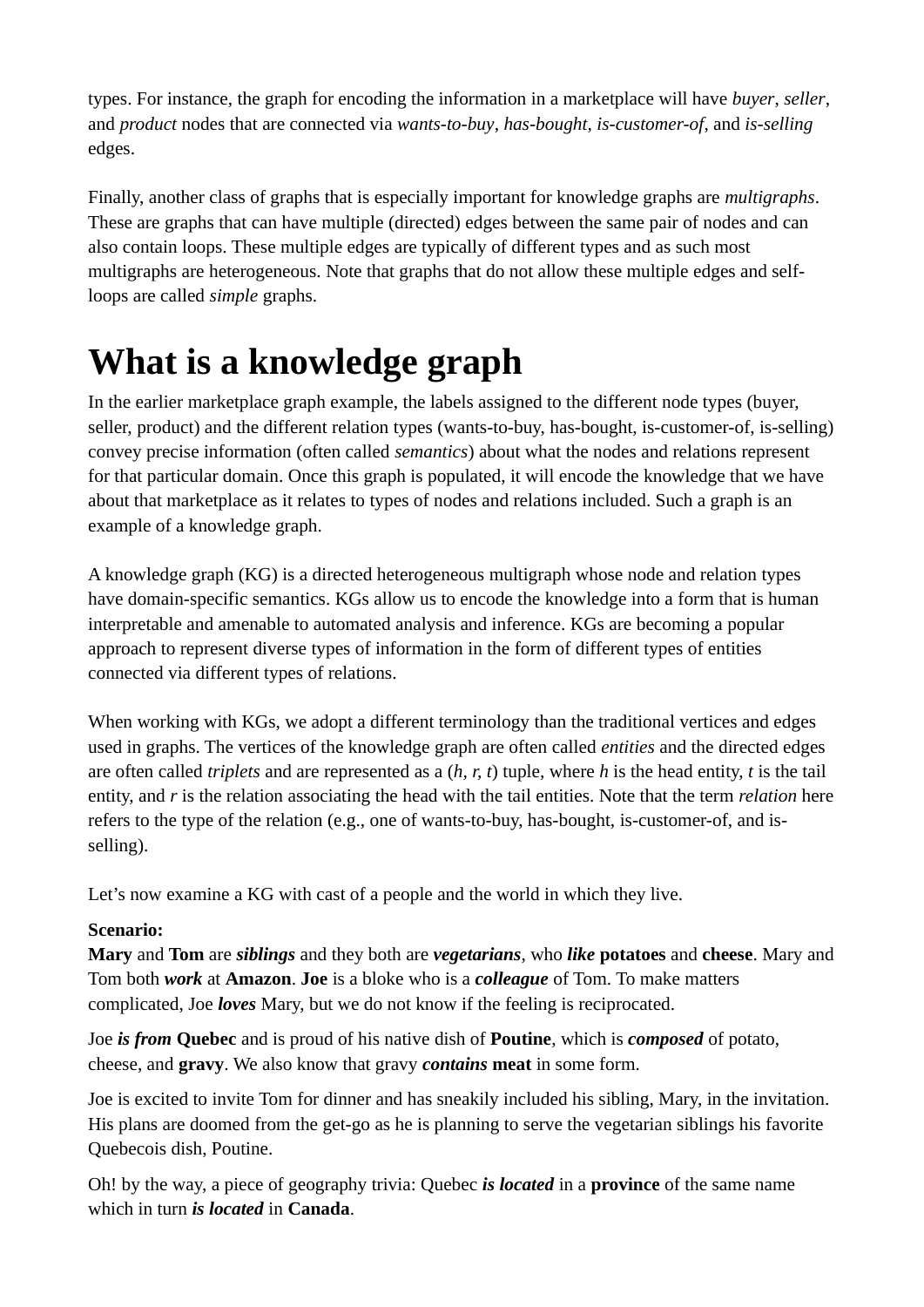types. For instance, the graph for encoding the information in a marketplace will have *buyer*, *seller*, and *product* nodes that are connected via *wants-to-buy*, *has-bought*, *is-customer-of*, and *is-selling* edges.

Finally, another class of graphs that is especially important for knowledge graphs are *multigraphs*. These are graphs that can have multiple (directed) edges between the same pair of nodes and can also contain loops. These multiple edges are typically of different types and as such most multigraphs are heterogeneous. Note that graphs that do not allow these multiple edges and self-loops are called *simple* graphs.

# What is a knowledge graph

In the earlier marketplace graph example, the labels assigned to the different node types (buyer, seller, product) and the different relation types (wants-to-buy, has-bought, is-customer-of, is-selling) convey precise information (often called *semantics*) about what the nodes and relations represent for that particular domain. Once this graph is populated, it will encode the knowledge that we have about that marketplace as it relates to types of nodes and relations included. Such a graph is an example of a knowledge graph.

A knowledge graph (KG) is a directed heterogeneous multigraph whose node and relation types have domain-specific semantics. KGs allow us to encode the knowledge into a form that is human interpretable and amenable to automated analysis and inference. KGs are becoming a popular approach to represent diverse types of information in the form of different types of entities connected via different types of relations.

When working with KGs, we adopt a different terminology than the traditional vertices and edges used in graphs. The vertices of the knowledge graph are often called *entities* and the directed edges are often called *triplets* and are represented as a ($h$, $r$, $t$) tuple, where $h$ is the head entity, $t$ is the tail entity, and $r$ is the relation associating the head with the tail entities. Note that the term *relation* here refers to the type of the relation (e.g., one of wants-to-buy, has-bought, is-customer-of, and is-selling).

Let's now examine a KG with cast of a people and the world in which they live.

**Scenario:**
**Mary** and **Tom** are ***siblings*** and they both are ***vegetarians***, who ***like*** **potatoes** and **cheese**. Mary and Tom both ***work*** at **Amazon**. **Joe** is a bloke who is a ***colleague*** of Tom. To make matters complicated, Joe ***loves*** Mary, but we do not know if the feeling is reciprocated.

Joe ***is from*** **Quebec** and is proud of his native dish of **Poutine**, which is ***composed*** of potato, cheese, and **gravy**. We also know that gravy ***contains*** **meat** in some form.

Joe is excited to invite Tom for dinner and has sneakily included his sibling, Mary, in the invitation. His plans are doomed from the get-go as he is planning to serve the vegetarian siblings his favorite Quebecois dish, Poutine.

Oh! by the way, a piece of geography trivia: Quebec ***is located*** in a **province** of the same name which in turn ***is located*** in **Canada**.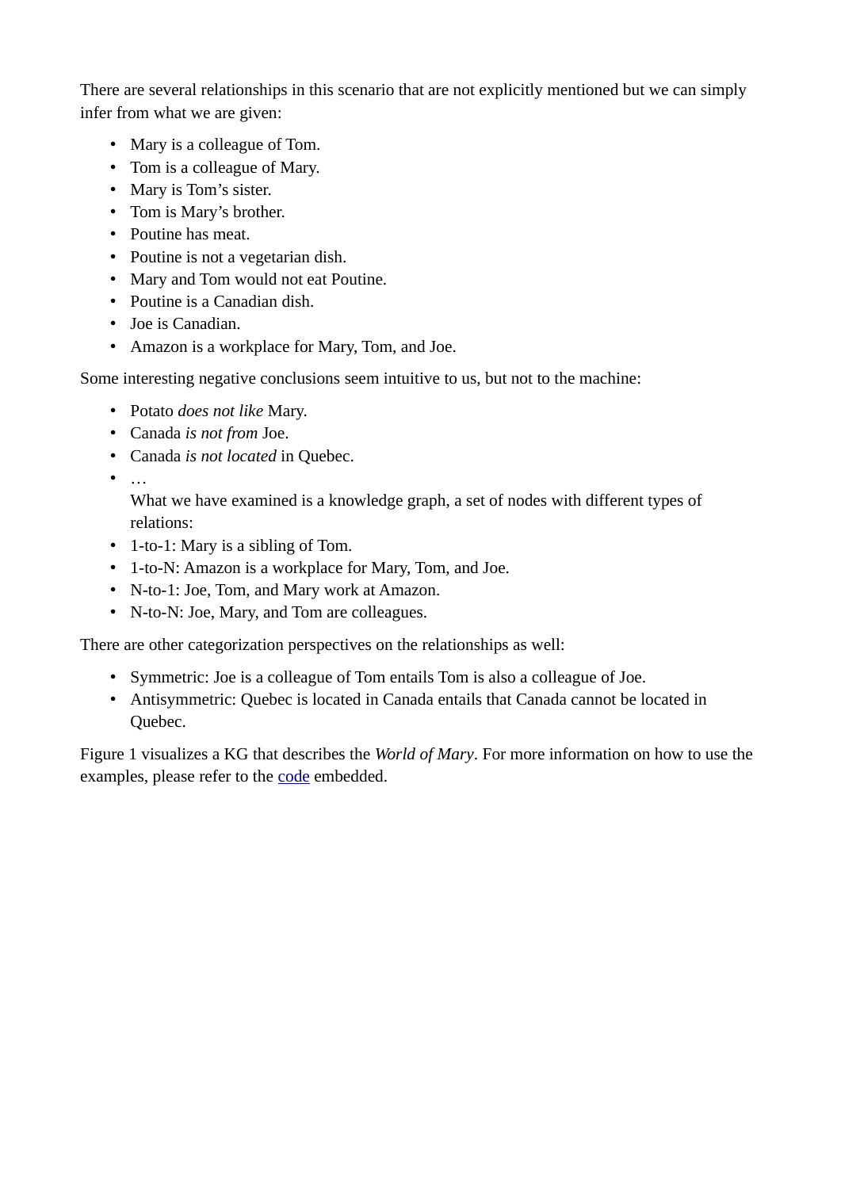There are several relationships in this scenario that are not explicitly mentioned but we can simply infer from what we are given:

- Mary is a colleague of Tom.
- Tom is a colleague of Mary.
- Mary is Tom's sister.
- Tom is Mary's brother.
- Poutine has meat.
- Poutine is not a vegetarian dish.
- Mary and Tom would not eat Poutine.
- Poutine is a Canadian dish.
- Joe is Canadian.
- Amazon is a workplace for Mary, Tom, and Joe.

Some interesting negative conclusions seem intuitive to us, but not to the machine:

- Potato *does not like* Mary.
- Canada *is not from* Joe.
- Canada *is not located* in Quebec.
- …
  What we have examined is a knowledge graph, a set of nodes with different types of relations:
- 1-to-1: Mary is a sibling of Tom.
- 1-to-N: Amazon is a workplace for Mary, Tom, and Joe.
- N-to-1: Joe, Tom, and Mary work at Amazon.
- N-to-N: Joe, Mary, and Tom are colleagues.

There are other categorization perspectives on the relationships as well:

- Symmetric: Joe is a colleague of Tom entails Tom is also a colleague of Joe.
- Antisymmetric: Quebec is located in Canada entails that Canada cannot be located in Quebec.

Figure 1 visualizes a KG that describes the *World of Mary*. For more information on how to use the examples, please refer to the [code]() embedded.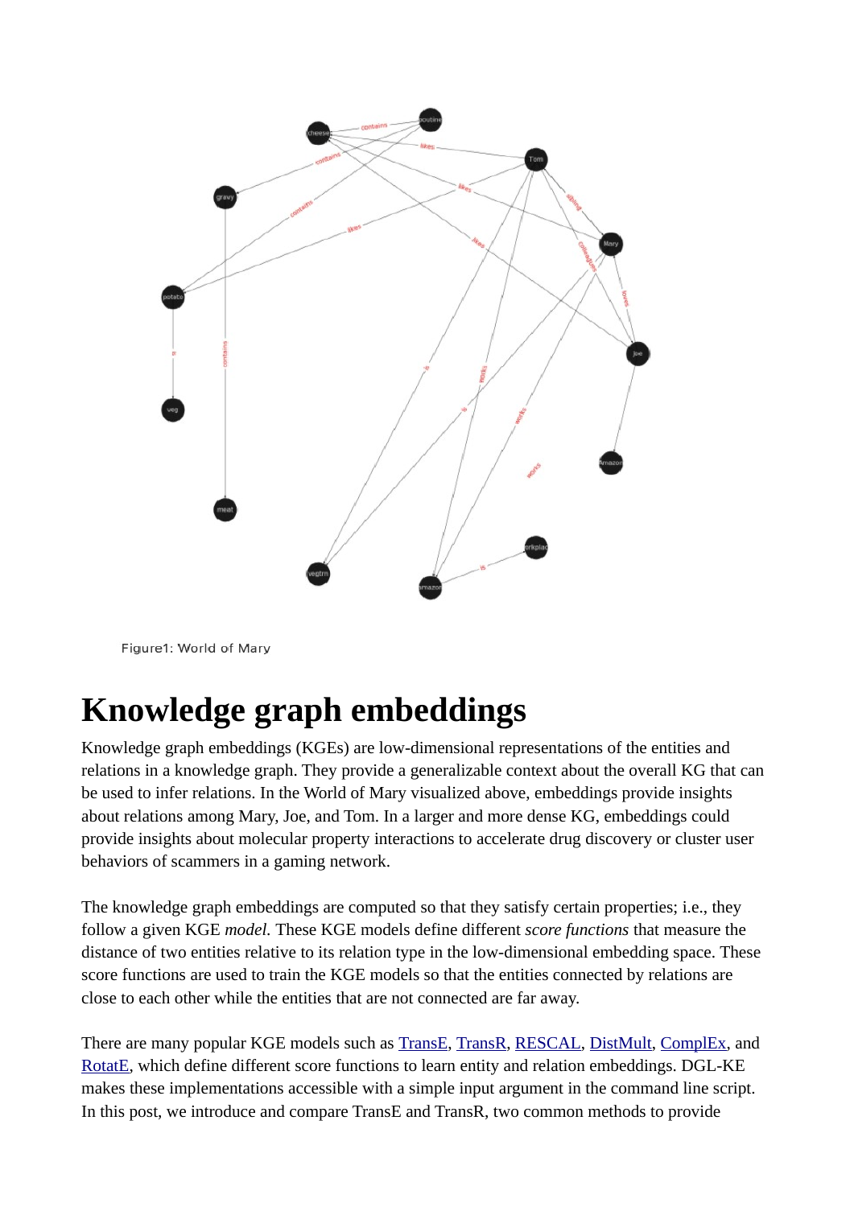Figure1: World of Mary

# Knowledge graph embeddings

Knowledge graph embeddings (KGEs) are low-dimensional representations of the entities and relations in a knowledge graph. They provide a generalizable context about the overall KG that can be used to infer relations. In the World of Mary visualized above, embeddings provide insights about relations among Mary, Joe, and Tom. In a larger and more dense KG, embeddings could provide insights about molecular property interactions to accelerate drug discovery or cluster user behaviors of scammers in a gaming network.

The knowledge graph embeddings are computed so that they satisfy certain properties; i.e., they follow a given KGE *model*. These KGE models define different *score functions* that measure the distance of two entities relative to its relation type in the low-dimensional embedding space. These score functions are used to train the KGE models so that the entities connected by relations are close to each other while the entities that are not connected are far away.

There are many popular KGE models such as [TransE](), [TransR](), [RESCAL](), [DistMult](), [ComplEx](), and [RotatE](), which define different score functions to learn entity and relation embeddings. DGL-KE makes these implementations accessible with a simple input argument in the command line script. In this post, we introduce and compare TransE and TransR, two common methods to provide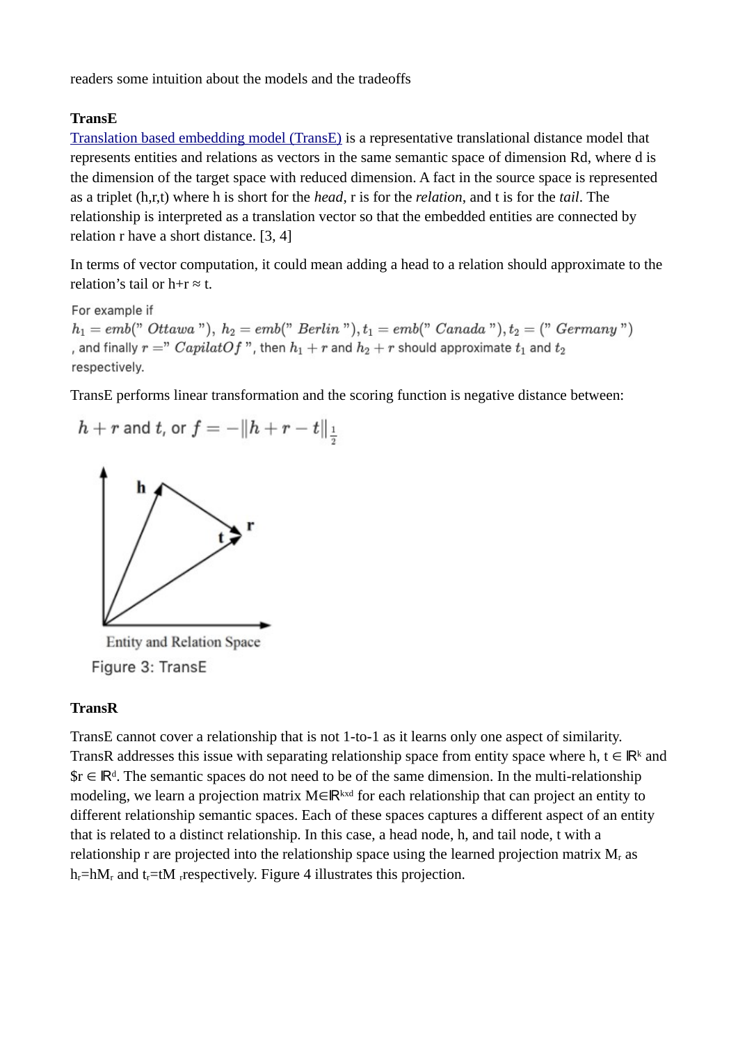readers some intuition about the models and the tradeoffs

**TransE**

Translation based embedding model (TransE) is a representative translational distance model that represents entities and relations as vectors in the same semantic space of dimension Rd, where d is the dimension of the target space with reduced dimension. A fact in the source space is represented as a triplet (h,r,t) where h is short for the *head*, r is for the *relation*, and t is for the *tail*. The relationship is interpreted as a translation vector so that the embedded entities are connected by relation r have a short distance. [3, 4]

In terms of vector computation, it could mean adding a head to a relation should approximate to the relation's tail or h+r ≈ t.

For example if $h_1 = emb(\text{" Ottawa "}),\ h_2 = emb(\text{" Berlin "}), t_1 = emb(\text{" Canada "}), t_2 = (\text{" Germany "})$, and finally $r = \text{" CapilatOf "}$, then $h_1 + r$ and $h_2 + r$ should approximate $t_1$ and $t_2$ respectively.

TransE performs linear transformation and the scoring function is negative distance between:

$h + r$ and $t$, or $f = -\|h + r - t\|_{\frac{1}{2}}$

Figure 3: TransE

**TransR**

TransE cannot cover a relationship that is not 1-to-1 as it learns only one aspect of similarity. TransR addresses this issue with separating relationship space from entity space where $h, t \in \mathbb{R}^k$ and $r \in \mathbb{R}^d$. The semantic spaces do not need to be of the same dimension. In the multi-relationship modeling, we learn a projection matrix $M \in \mathbb{R}^{k \times d}$ for each relationship that can project an entity to different relationship semantic spaces. Each of these spaces captures a different aspect of an entity that is related to a distinct relationship. In this case, a head node, h, and tail node, t with a relationship r are projected into the relationship space using the learned projection matrix $M_r$ as $h_r = hM_r$ and $t_r = tM_r$ respectively. Figure 4 illustrates this projection.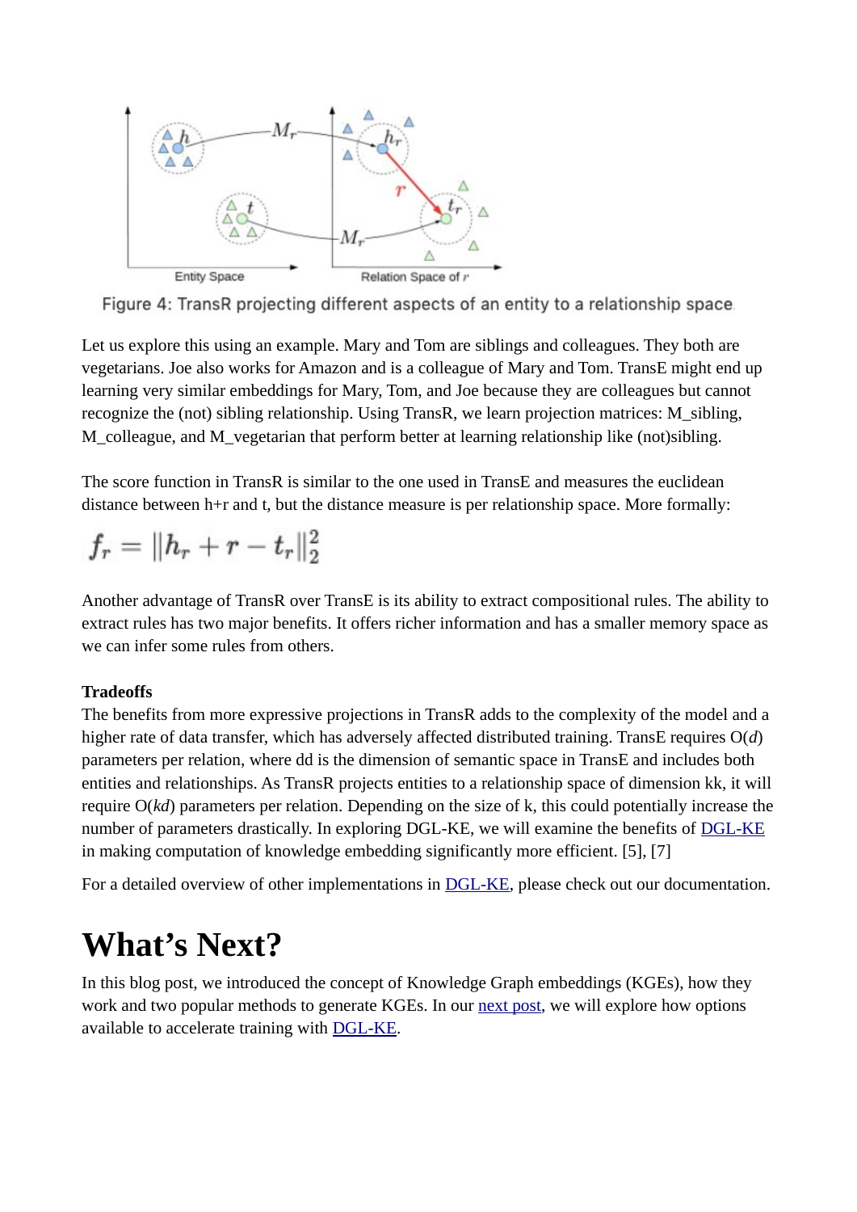Figure 4: TransR projecting different aspects of an entity to a relationship space

Let us explore this using an example. Mary and Tom are siblings and colleagues. They both are vegetarians. Joe also works for Amazon and is a colleague of Mary and Tom. TransE might end up learning very similar embeddings for Mary, Tom, and Joe because they are colleagues but cannot recognize the (not) sibling relationship. Using TransR, we learn projection matrices: M_sibling, M_colleague, and M_vegetarian that perform better at learning relationship like (not)sibling.

The score function in TransR is similar to the one used in TransE and measures the euclidean distance between h+r and t, but the distance measure is per relationship space. More formally:

$$f_r = ||h_r + r - t_r||_2^2$$

Another advantage of TransR over TransE is its ability to extract compositional rules. The ability to extract rules has two major benefits. It offers richer information and has a smaller memory space as we can infer some rules from others.

**Tradeoffs**

The benefits from more expressive projections in TransR adds to the complexity of the model and a higher rate of data transfer, which has adversely affected distributed training. TransE requires O($d$) parameters per relation, where dd is the dimension of semantic space in TransE and includes both entities and relationships. As TransR projects entities to a relationship space of dimension kk, it will require O($kd$) parameters per relation. Depending on the size of k, this could potentially increase the number of parameters drastically. In exploring DGL-KE, we will examine the benefits of DGL-KE in making computation of knowledge embedding significantly more efficient. [5], [7]

For a detailed overview of other implementations in DGL-KE, please check out our documentation.

# What's Next?

In this blog post, we introduced the concept of Knowledge Graph embeddings (KGEs), how they work and two popular methods to generate KGEs. In our next post, we will explore how options available to accelerate training with DGL-KE.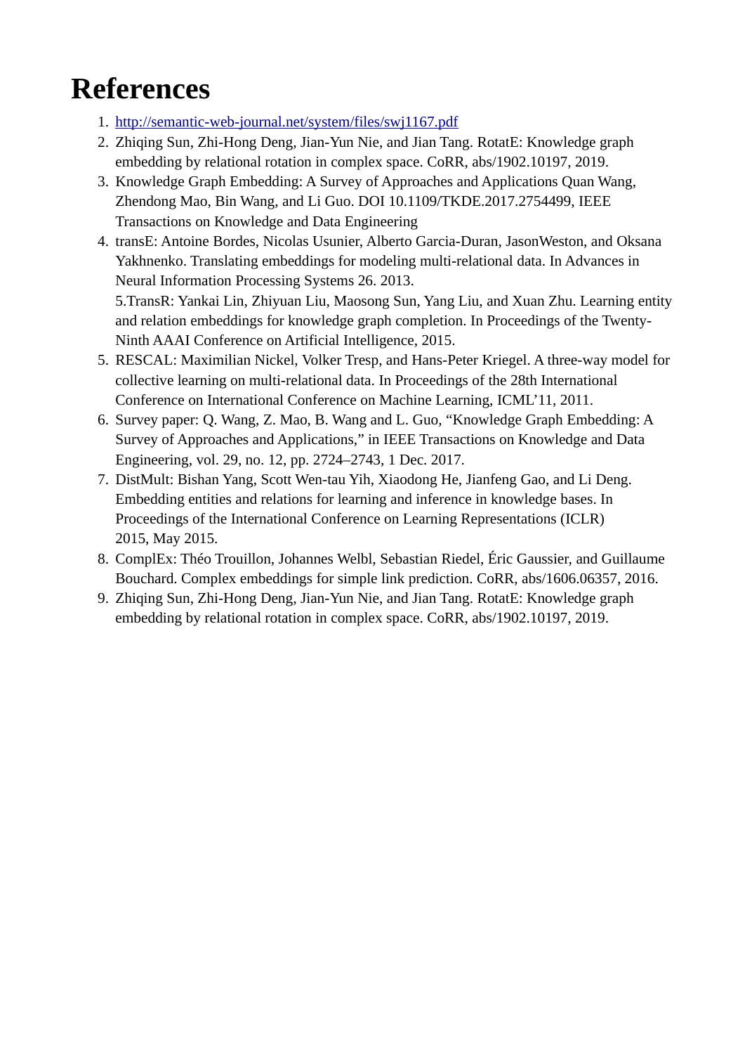# References

1. http://semantic-web-journal.net/system/files/swj1167.pdf
2. Zhiqing Sun, Zhi-Hong Deng, Jian-Yun Nie, and Jian Tang. RotatE: Knowledge graph embedding by relational rotation in complex space. CoRR, abs/1902.10197, 2019.
3. Knowledge Graph Embedding: A Survey of Approaches and Applications Quan Wang, Zhendong Mao, Bin Wang, and Li Guo. DOI 10.1109/TKDE.2017.2754499, IEEE Transactions on Knowledge and Data Engineering
4. transE: Antoine Bordes, Nicolas Usunier, Alberto Garcia-Duran, JasonWeston, and Oksana Yakhnenko. Translating embeddings for modeling multi-relational data. In Advances in Neural Information Processing Systems 26. 2013.
   5.TransR: Yankai Lin, Zhiyuan Liu, Maosong Sun, Yang Liu, and Xuan Zhu. Learning entity and relation embeddings for knowledge graph completion. In Proceedings of the Twenty-Ninth AAAI Conference on Artificial Intelligence, 2015.
5. RESCAL: Maximilian Nickel, Volker Tresp, and Hans-Peter Kriegel. A three-way model for collective learning on multi-relational data. In Proceedings of the 28th International Conference on International Conference on Machine Learning, ICML'11, 2011.
6. Survey paper: Q. Wang, Z. Mao, B. Wang and L. Guo, "Knowledge Graph Embedding: A Survey of Approaches and Applications," in IEEE Transactions on Knowledge and Data Engineering, vol. 29, no. 12, pp. 2724–2743, 1 Dec. 2017.
7. DistMult: Bishan Yang, Scott Wen-tau Yih, Xiaodong He, Jianfeng Gao, and Li Deng. Embedding entities and relations for learning and inference in knowledge bases. In Proceedings of the International Conference on Learning Representations (ICLR) 2015, May 2015.
8. ComplEx: Théo Trouillon, Johannes Welbl, Sebastian Riedel, Éric Gaussier, and Guillaume Bouchard. Complex embeddings for simple link prediction. CoRR, abs/1606.06357, 2016.
9. Zhiqing Sun, Zhi-Hong Deng, Jian-Yun Nie, and Jian Tang. RotatE: Knowledge graph embedding by relational rotation in complex space. CoRR, abs/1902.10197, 2019.